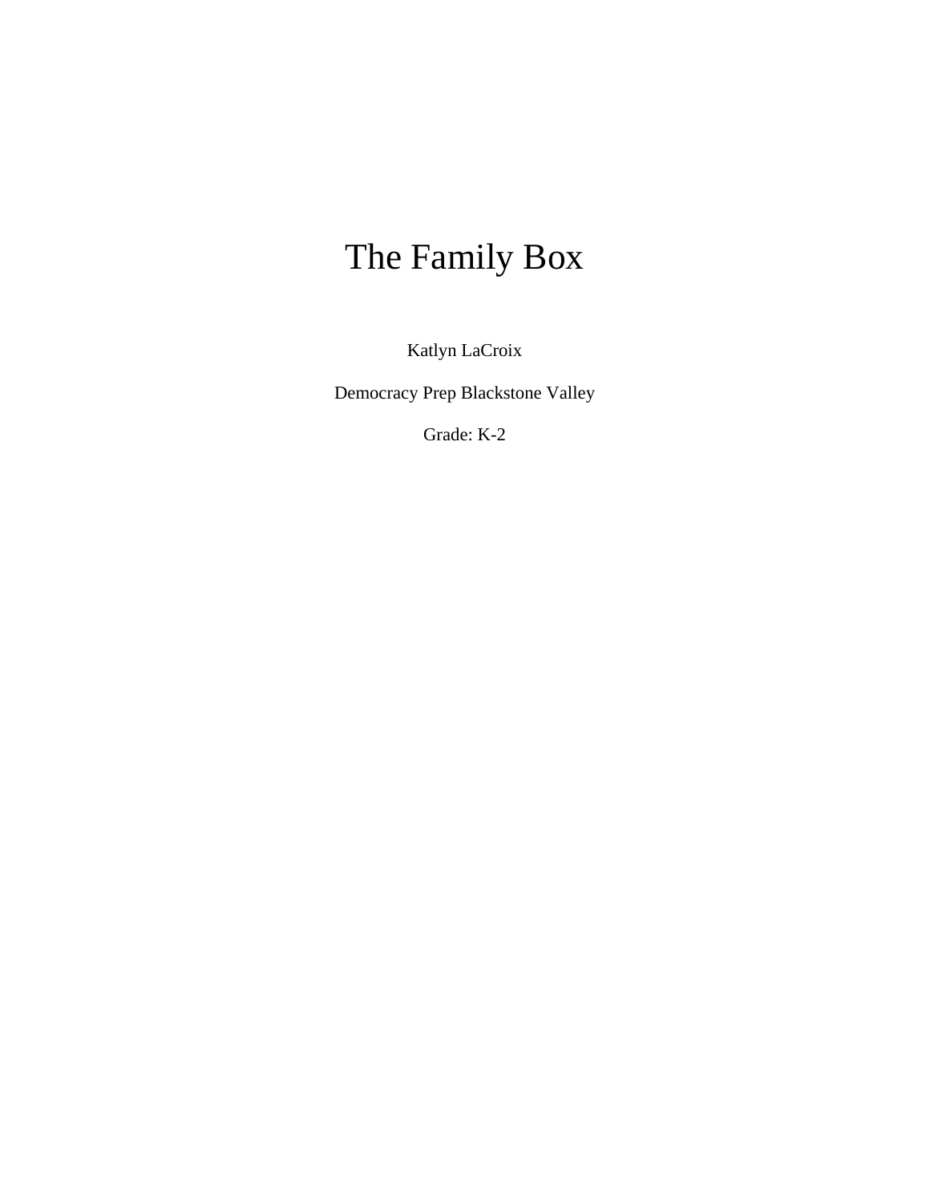# The Family Box

Katlyn LaCroix

Democracy Prep Blackstone Valley

Grade: K-2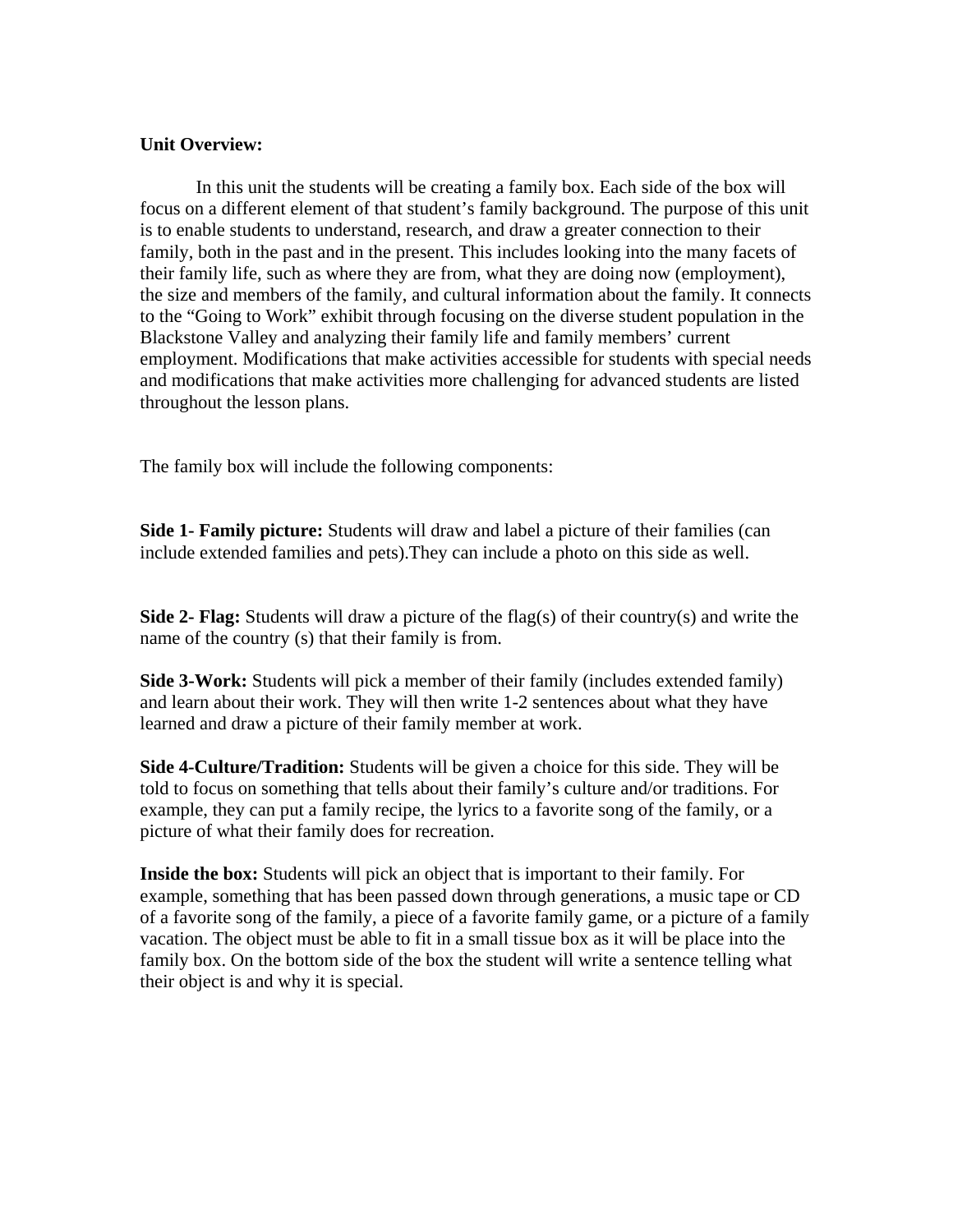**Unit Overview:**

In this unit the students will be creating a family box. Each side of the box will focus on a different element of that student's family background. The purpose of this unit is to enable students to understand, research, and draw a greater connection to their family, both in the past and in the present. This includes looking into the many facets of their family life, such as where they are from, what they are doing now (employment), the size and members of the family, and cultural information about the family. It connects to the "Going to Work" exhibit through focusing on the diverse student population in the Blackstone Valley and analyzing their family life and family members' current employment. Modifications that make activities accessible for students with special needs and modifications that make activities more challenging for advanced students are listed throughout the lesson plans.

The family box will include the following components:

**Side 1- Family picture:** Students will draw and label a picture of their families (can include extended families and pets).They can include a photo on this side as well.

**Side 2- Flag:** Students will draw a picture of the flag(s) of their country(s) and write the name of the country (s) that their family is from.

**Side 3-Work:** Students will pick a member of their family (includes extended family) and learn about their work. They will then write 1-2 sentences about what they have learned and draw a picture of their family member at work.

**Side 4-Culture/Tradition:** Students will be given a choice for this side. They will be told to focus on something that tells about their family's culture and/or traditions. For example, they can put a family recipe, the lyrics to a favorite song of the family, or a picture of what their family does for recreation.

**Inside the box:** Students will pick an object that is important to their family. For example, something that has been passed down through generations, a music tape or CD of a favorite song of the family, a piece of a favorite family game, or a picture of a family vacation. The object must be able to fit in a small tissue box as it will be place into the family box. On the bottom side of the box the student will write a sentence telling what their object is and why it is special.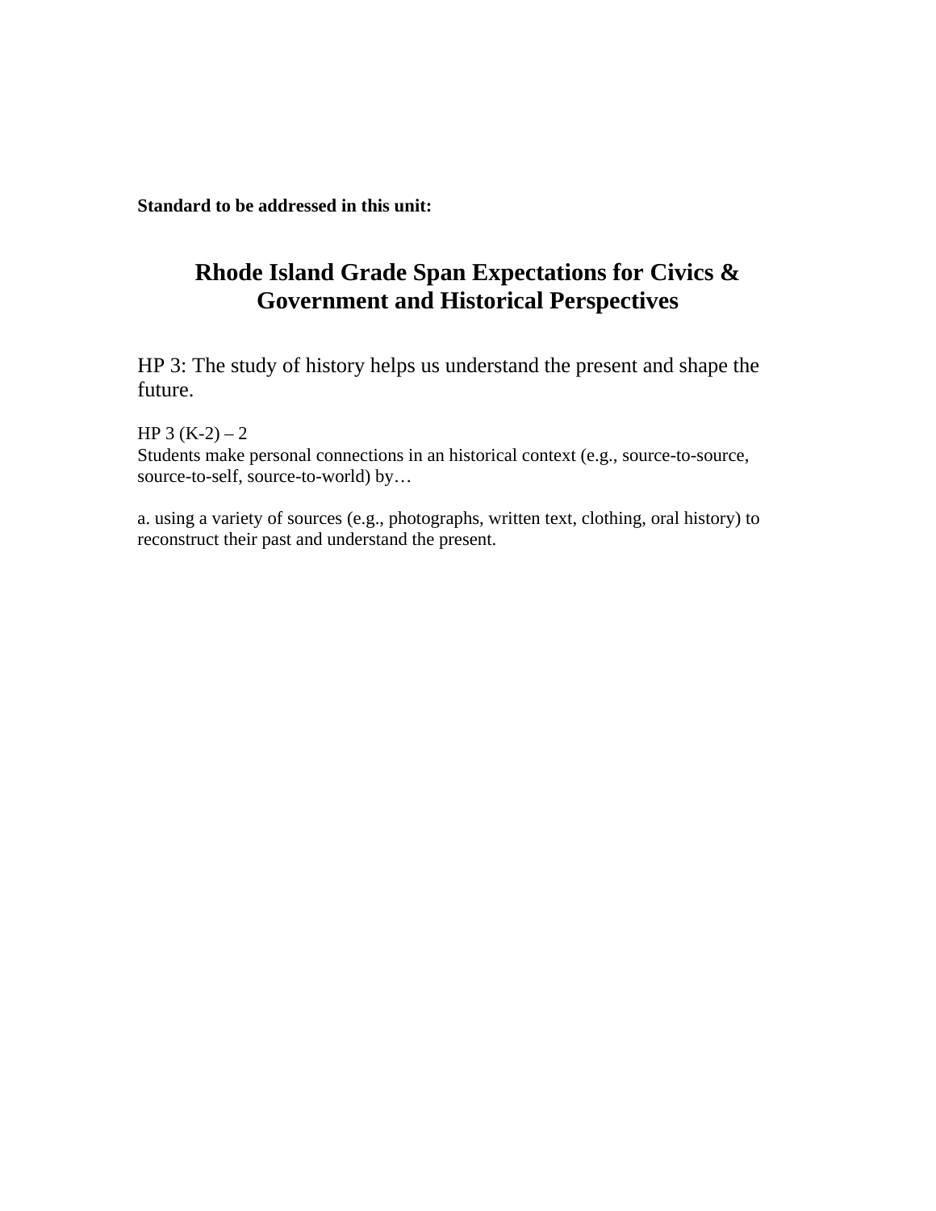**Standard to be addressed in this unit:**

# Rhode Island Grade Span Expectations for Civics & Government and Historical Perspectives

## HP 3: The study of history helps us understand the present and shape the future.

HP 3 (K-2) – 2
Students make personal connections in an historical context (e.g., source-to-source, source-to-self, source-to-world) by…

a. using a variety of sources (e.g., photographs, written text, clothing, oral history) to reconstruct their past and understand the present.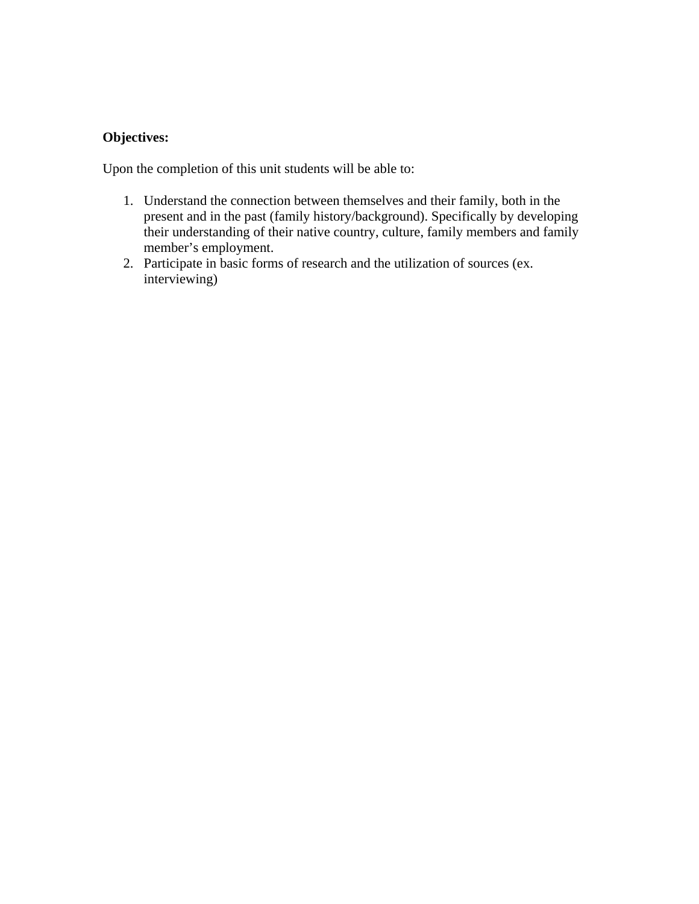**Objectives:**

Upon the completion of this unit students will be able to:

1. Understand the connection between themselves and their family, both in the present and in the past (family history/background). Specifically by developing their understanding of their native country, culture, family members and family member's employment.
2. Participate in basic forms of research and the utilization of sources (ex. interviewing)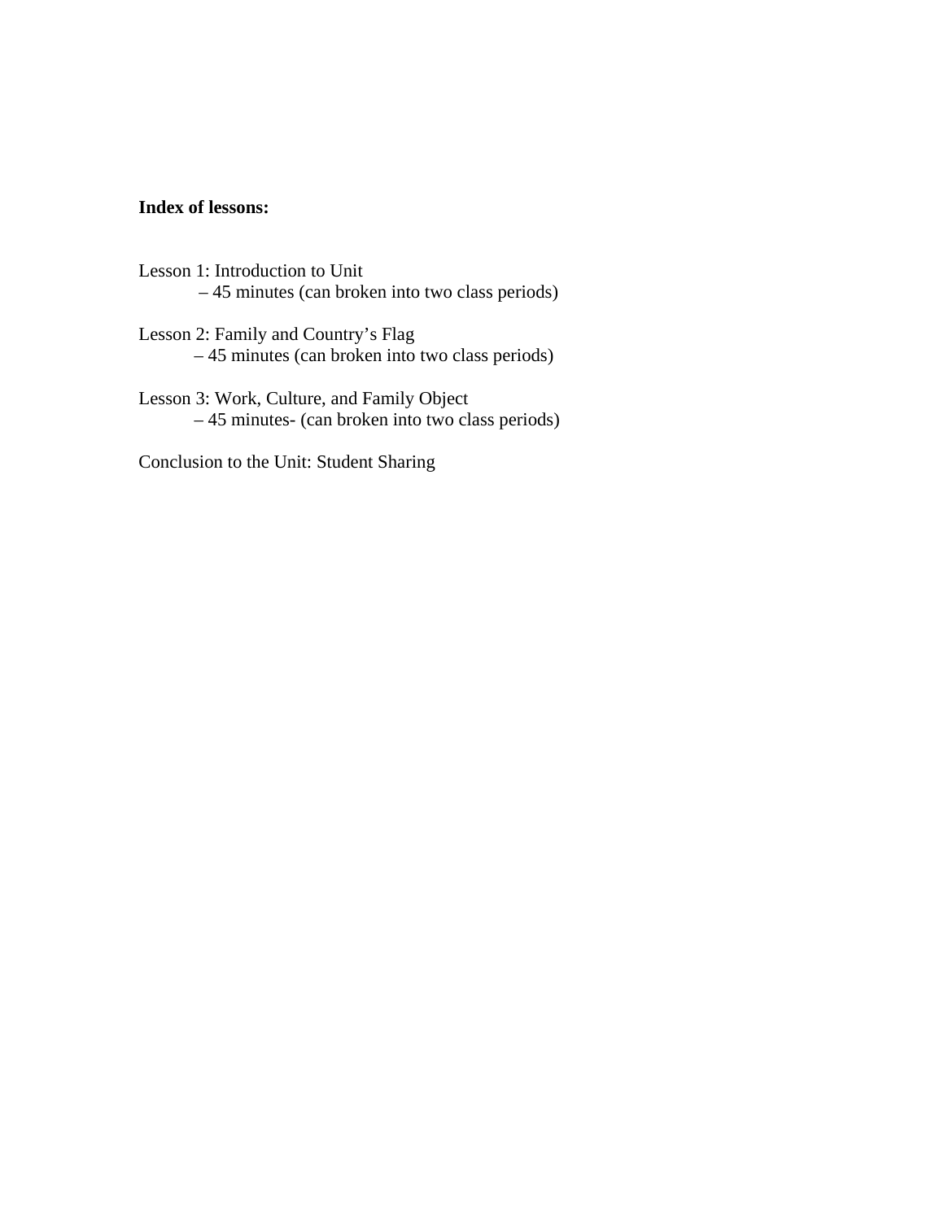**Index of lessons:**

Lesson 1: Introduction to Unit
– 45 minutes (can broken into two class periods)

Lesson 2: Family and Country's Flag
– 45 minutes (can broken into two class periods)

Lesson 3: Work, Culture, and Family Object
– 45 minutes- (can broken into two class periods)

Conclusion to the Unit: Student Sharing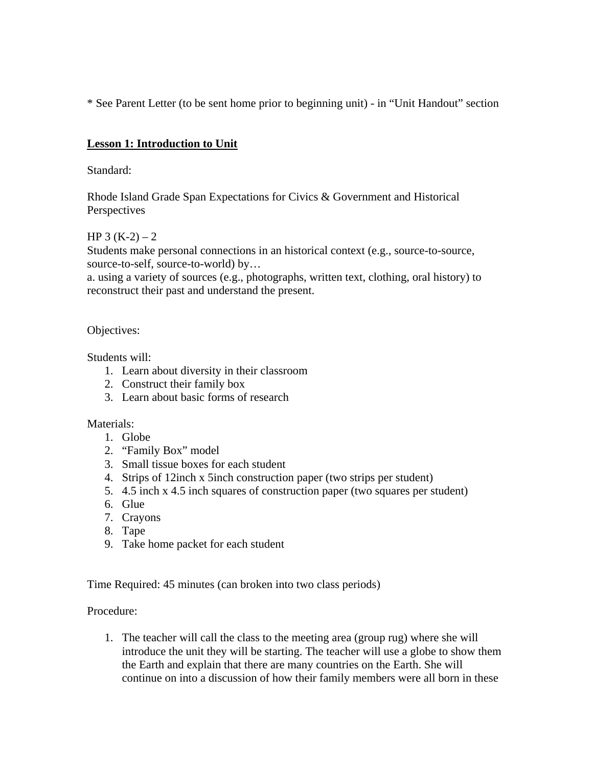* See Parent Letter (to be sent home prior to beginning unit) - in "Unit Handout" section

**Lesson 1: Introduction to Unit**

Standard:

Rhode Island Grade Span Expectations for Civics & Government and Historical Perspectives

HP 3 (K-2) – 2
Students make personal connections in an historical context (e.g., source-to-source, source-to-self, source-to-world) by…
a. using a variety of sources (e.g., photographs, written text, clothing, oral history) to reconstruct their past and understand the present.

Objectives:

Students will:

1. Learn about diversity in their classroom
2. Construct their family box
3. Learn about basic forms of research

Materials:

1. Globe
2. "Family Box" model
3. Small tissue boxes for each student
4. Strips of 12inch x 5inch construction paper (two strips per student)
5. 4.5 inch x 4.5 inch squares of construction paper (two squares per student)
6. Glue
7. Crayons
8. Tape
9. Take home packet for each student

Time Required: 45 minutes (can broken into two class periods)

Procedure:

1. The teacher will call the class to the meeting area (group rug) where she will introduce the unit they will be starting. The teacher will use a globe to show them the Earth and explain that there are many countries on the Earth. She will continue on into a discussion of how their family members were all born in these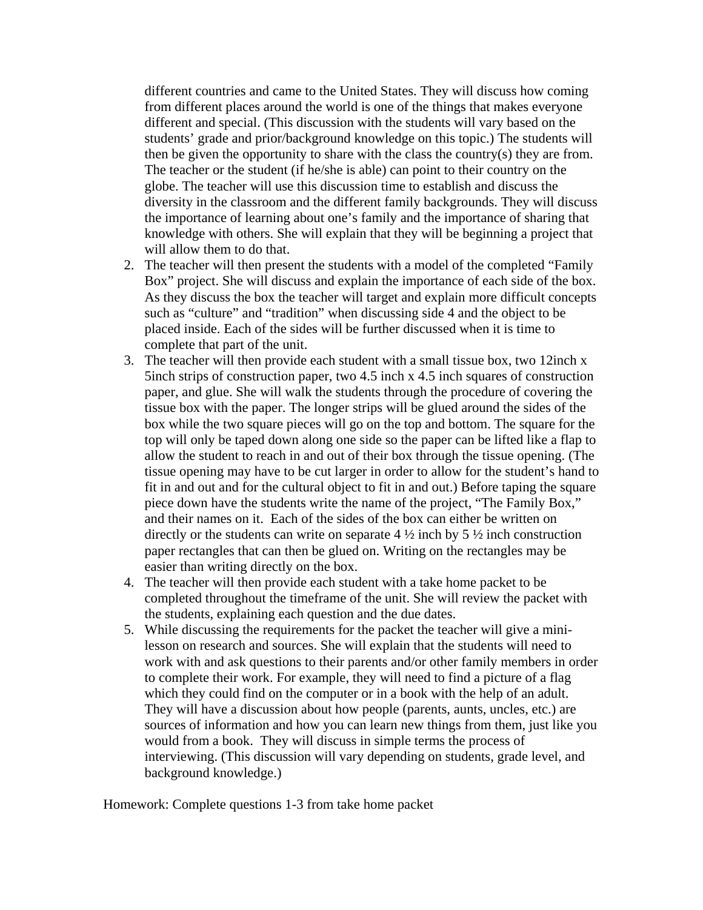different countries and came to the United States. They will discuss how coming from different places around the world is one of the things that makes everyone different and special. (This discussion with the students will vary based on the students' grade and prior/background knowledge on this topic.) The students will then be given the opportunity to share with the class the country(s) they are from. The teacher or the student (if he/she is able) can point to their country on the globe. The teacher will use this discussion time to establish and discuss the diversity in the classroom and the different family backgrounds. They will discuss the importance of learning about one's family and the importance of sharing that knowledge with others. She will explain that they will be beginning a project that will allow them to do that.

2. The teacher will then present the students with a model of the completed "Family Box" project. She will discuss and explain the importance of each side of the box. As they discuss the box the teacher will target and explain more difficult concepts such as "culture" and "tradition" when discussing side 4 and the object to be placed inside. Each of the sides will be further discussed when it is time to complete that part of the unit.
3. The teacher will then provide each student with a small tissue box, two 12inch x 5inch strips of construction paper, two 4.5 inch x 4.5 inch squares of construction paper, and glue. She will walk the students through the procedure of covering the tissue box with the paper. The longer strips will be glued around the sides of the box while the two square pieces will go on the top and bottom. The square for the top will only be taped down along one side so the paper can be lifted like a flap to allow the student to reach in and out of their box through the tissue opening. (The tissue opening may have to be cut larger in order to allow for the student's hand to fit in and out and for the cultural object to fit in and out.) Before taping the square piece down have the students write the name of the project, "The Family Box," and their names on it. Each of the sides of the box can either be written on directly or the students can write on separate 4 ½ inch by 5 ½ inch construction paper rectangles that can then be glued on. Writing on the rectangles may be easier than writing directly on the box.
4. The teacher will then provide each student with a take home packet to be completed throughout the timeframe of the unit. She will review the packet with the students, explaining each question and the due dates.
5. While discussing the requirements for the packet the teacher will give a mini-lesson on research and sources. She will explain that the students will need to work with and ask questions to their parents and/or other family members in order to complete their work. For example, they will need to find a picture of a flag which they could find on the computer or in a book with the help of an adult. They will have a discussion about how people (parents, aunts, uncles, etc.) are sources of information and how you can learn new things from them, just like you would from a book. They will discuss in simple terms the process of interviewing. (This discussion will vary depending on students, grade level, and background knowledge.)

Homework: Complete questions 1-3 from take home packet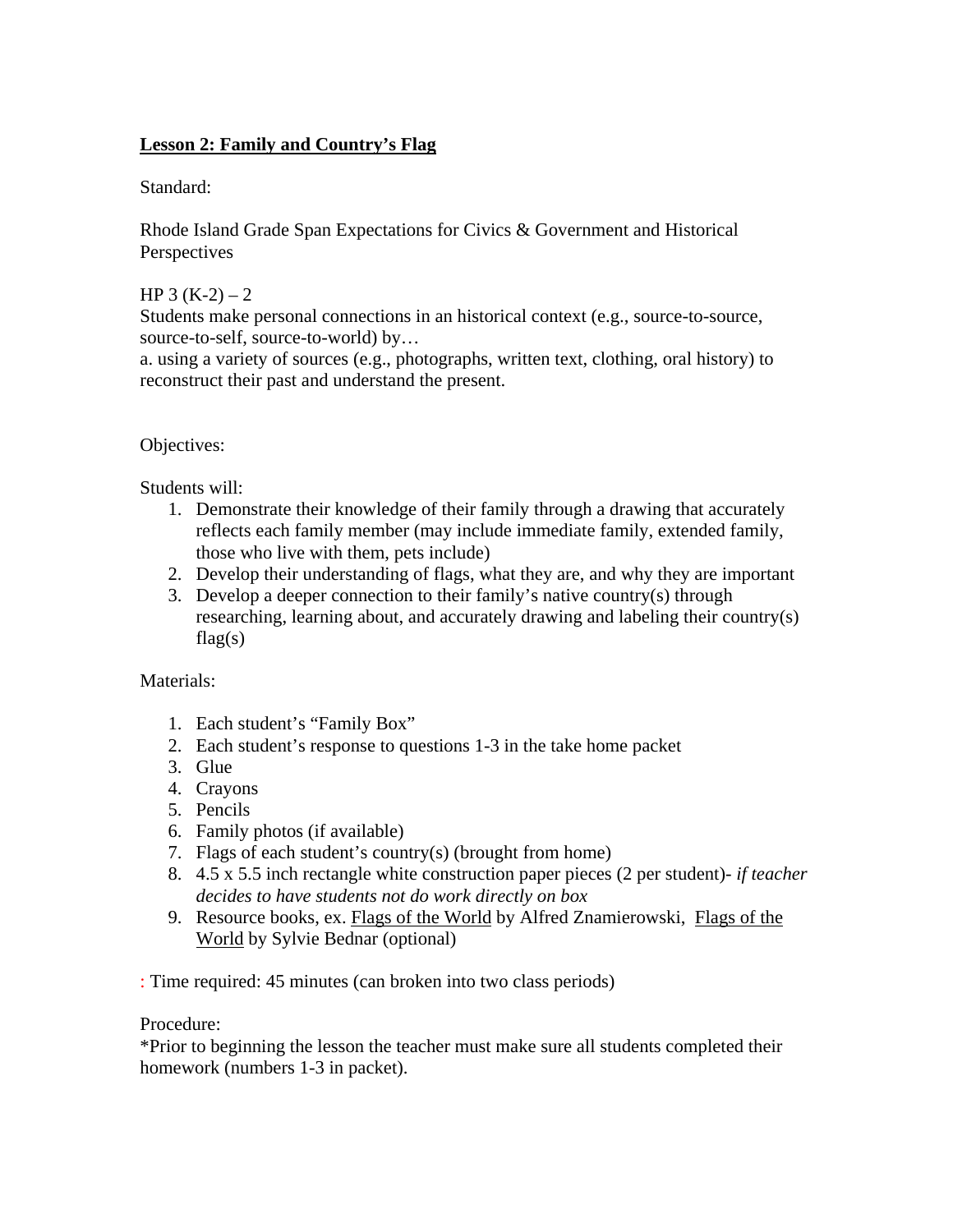**Lesson 2: Family and Country's Flag**

Standard:

Rhode Island Grade Span Expectations for Civics & Government and Historical Perspectives

HP 3 (K-2) – 2
Students make personal connections in an historical context (e.g., source-to-source, source-to-self, source-to-world) by…
a. using a variety of sources (e.g., photographs, written text, clothing, oral history) to reconstruct their past and understand the present.

Objectives:

Students will:

1. Demonstrate their knowledge of their family through a drawing that accurately reflects each family member (may include immediate family, extended family, those who live with them, pets include)
2. Develop their understanding of flags, what they are, and why they are important
3. Develop a deeper connection to their family's native country(s) through researching, learning about, and accurately drawing and labeling their country(s) flag(s)

Materials:

1. Each student's "Family Box"
2. Each student's response to questions 1-3 in the take home packet
3. Glue
4. Crayons
5. Pencils
6. Family photos (if available)
7. Flags of each student's country(s) (brought from home)
8. 4.5 x 5.5 inch rectangle white construction paper pieces (2 per student)- *if teacher decides to have students not do work directly on box*
9. Resource books, ex. Flags of the World by Alfred Znamierowski, Flags of the World by Sylvie Bednar (optional)

: Time required: 45 minutes (can broken into two class periods)

Procedure:
*Prior to beginning the lesson the teacher must make sure all students completed their homework (numbers 1-3 in packet).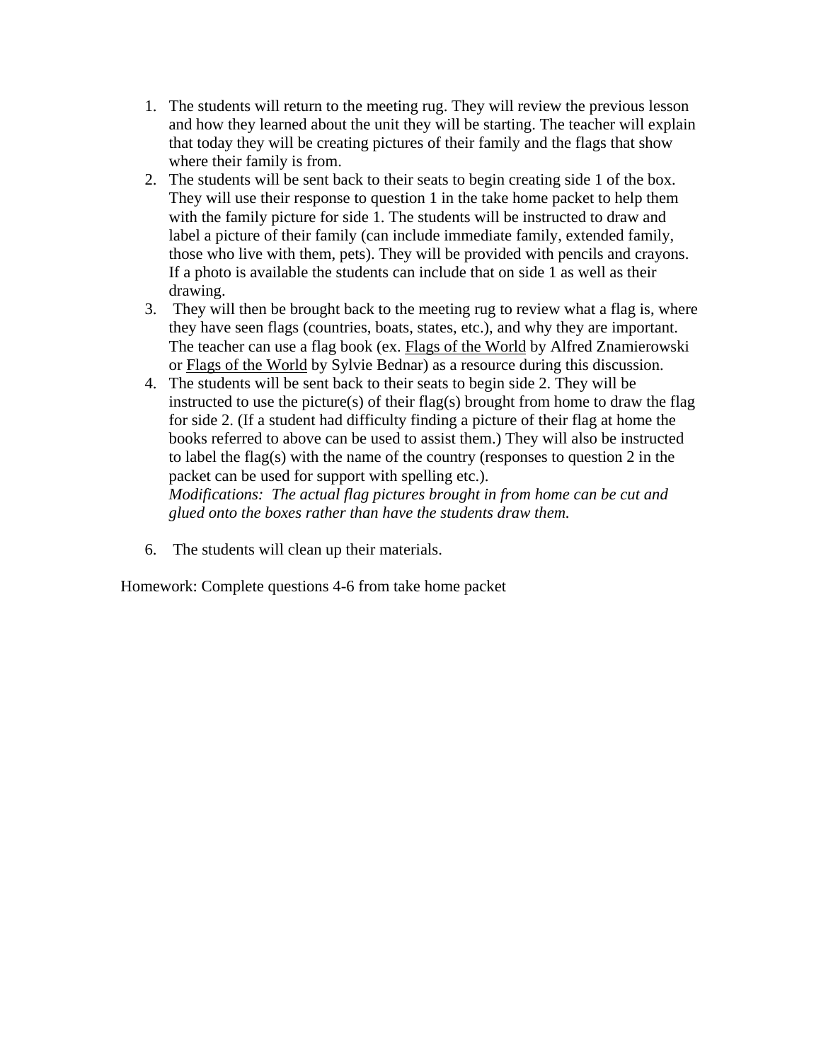1. The students will return to the meeting rug. They will review the previous lesson and how they learned about the unit they will be starting. The teacher will explain that today they will be creating pictures of their family and the flags that show where their family is from.
2. The students will be sent back to their seats to begin creating side 1 of the box. They will use their response to question 1 in the take home packet to help them with the family picture for side 1. The students will be instructed to draw and label a picture of their family (can include immediate family, extended family, those who live with them, pets). They will be provided with pencils and crayons. If a photo is available the students can include that on side 1 as well as their drawing.
3. They will then be brought back to the meeting rug to review what a flag is, where they have seen flags (countries, boats, states, etc.), and why they are important. The teacher can use a flag book (ex. <u>Flags of the World</u> by Alfred Znamierowski or <u>Flags of the World</u> by Sylvie Bednar) as a resource during this discussion.
4. The students will be sent back to their seats to begin side 2. They will be instructed to use the picture(s) of their flag(s) brought from home to draw the flag for side 2. (If a student had difficulty finding a picture of their flag at home the books referred to above can be used to assist them.) They will also be instructed to label the flag(s) with the name of the country (responses to question 2 in the packet can be used for support with spelling etc.).
   *Modifications: The actual flag pictures brought in from home can be cut and glued onto the boxes rather than have the students draw them.*

6. The students will clean up their materials.

Homework: Complete questions 4-6 from take home packet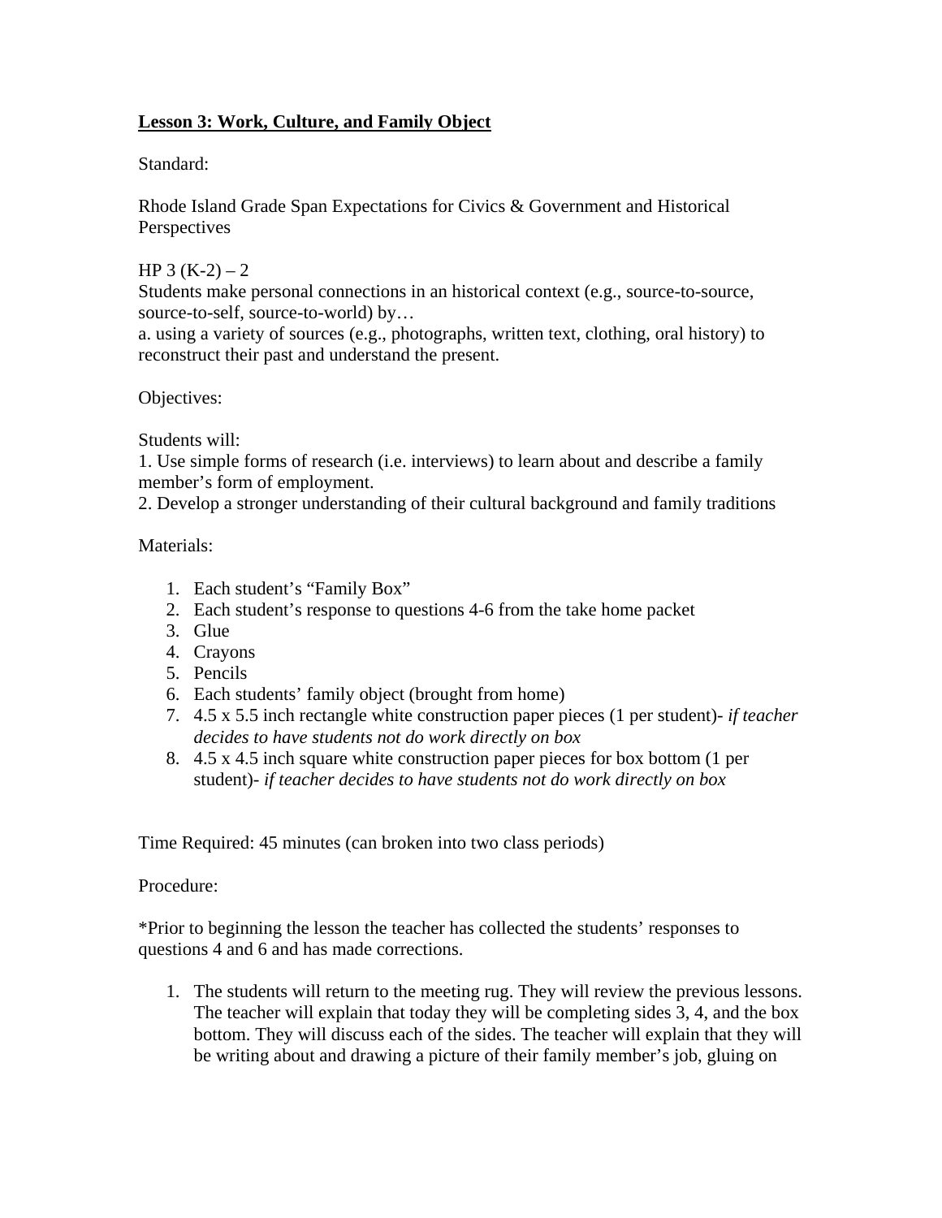**Lesson 3: Work, Culture, and Family Object**

Standard:

Rhode Island Grade Span Expectations for Civics & Government and Historical Perspectives

HP 3 (K-2) – 2
Students make personal connections in an historical context (e.g., source-to-source, source-to-self, source-to-world) by…
a. using a variety of sources (e.g., photographs, written text, clothing, oral history) to reconstruct their past and understand the present.

Objectives:

Students will:
1. Use simple forms of research (i.e. interviews) to learn about and describe a family member's form of employment.
2. Develop a stronger understanding of their cultural background and family traditions

Materials:

1. Each student's "Family Box"
2. Each student's response to questions 4-6 from the take home packet
3. Glue
4. Crayons
5. Pencils
6. Each students' family object (brought from home)
7. 4.5 x 5.5 inch rectangle white construction paper pieces (1 per student)- *if teacher decides to have students not do work directly on box*
8. 4.5 x 4.5 inch square white construction paper pieces for box bottom (1 per student)- *if teacher decides to have students not do work directly on box*

Time Required: 45 minutes (can broken into two class periods)

Procedure:

*Prior to beginning the lesson the teacher has collected the students' responses to questions 4 and 6 and has made corrections.

1. The students will return to the meeting rug. They will review the previous lessons. The teacher will explain that today they will be completing sides 3, 4, and the box bottom. They will discuss each of the sides. The teacher will explain that they will be writing about and drawing a picture of their family member's job, gluing on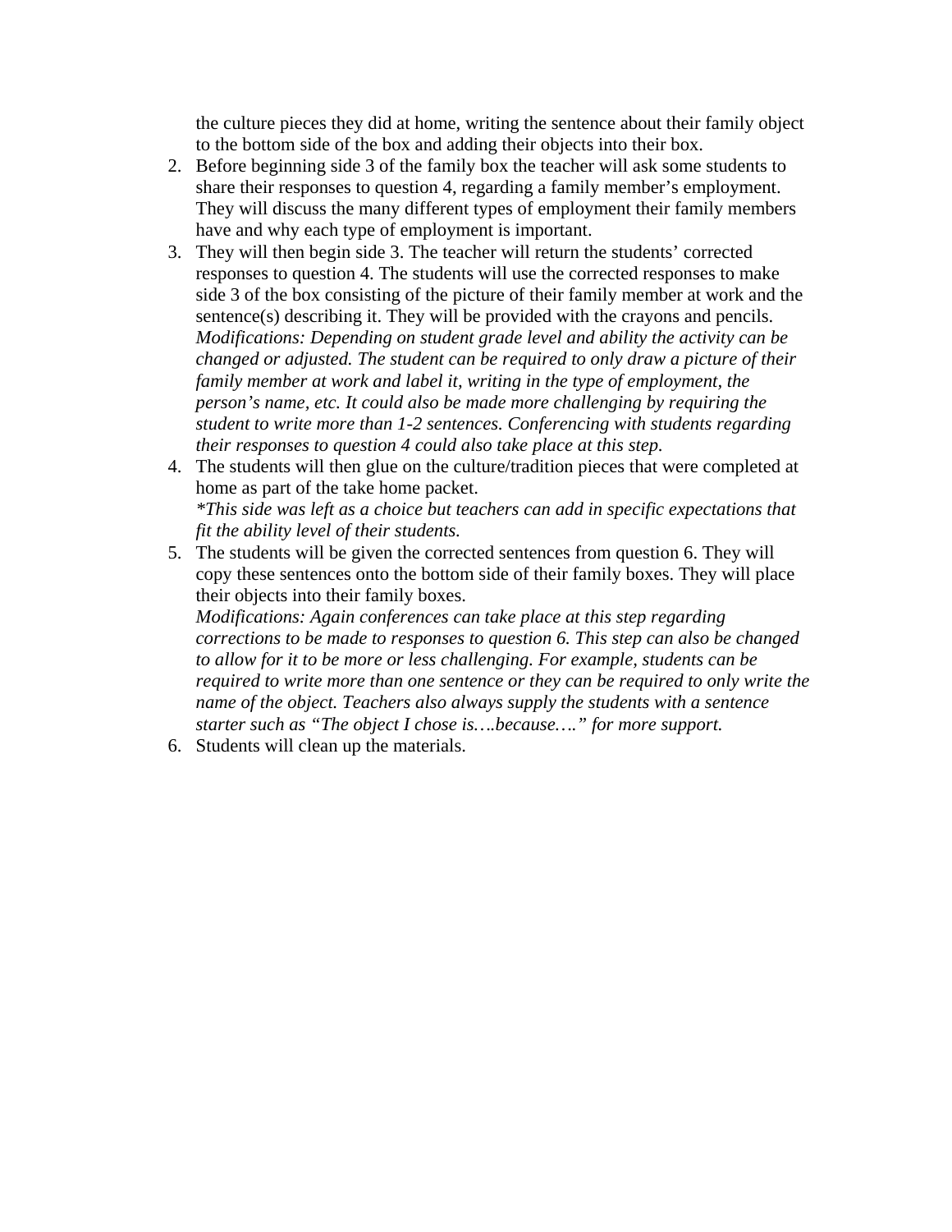the culture pieces they did at home, writing the sentence about their family object to the bottom side of the box and adding their objects into their box.

2. Before beginning side 3 of the family box the teacher will ask some students to share their responses to question 4, regarding a family member's employment. They will discuss the many different types of employment their family members have and why each type of employment is important.
3. They will then begin side 3. The teacher will return the students' corrected responses to question 4. The students will use the corrected responses to make side 3 of the box consisting of the picture of their family member at work and the sentence(s) describing it. They will be provided with the crayons and pencils.
   *Modifications: Depending on student grade level and ability the activity can be changed or adjusted. The student can be required to only draw a picture of their family member at work and label it, writing in the type of employment, the person's name, etc. It could also be made more challenging by requiring the student to write more than 1-2 sentences. Conferencing with students regarding their responses to question 4 could also take place at this step.*
4. The students will then glue on the culture/tradition pieces that were completed at home as part of the take home packet.
   **This side was left as a choice but teachers can add in specific expectations that fit the ability level of their students.*
5. The students will be given the corrected sentences from question 6. They will copy these sentences onto the bottom side of their family boxes. They will place their objects into their family boxes.
   *Modifications: Again conferences can take place at this step regarding corrections to be made to responses to question 6. This step can also be changed to allow for it to be more or less challenging. For example, students can be required to write more than one sentence or they can be required to only write the name of the object. Teachers also always supply the students with a sentence starter such as "The object I chose is….because…." for more support.*
6. Students will clean up the materials.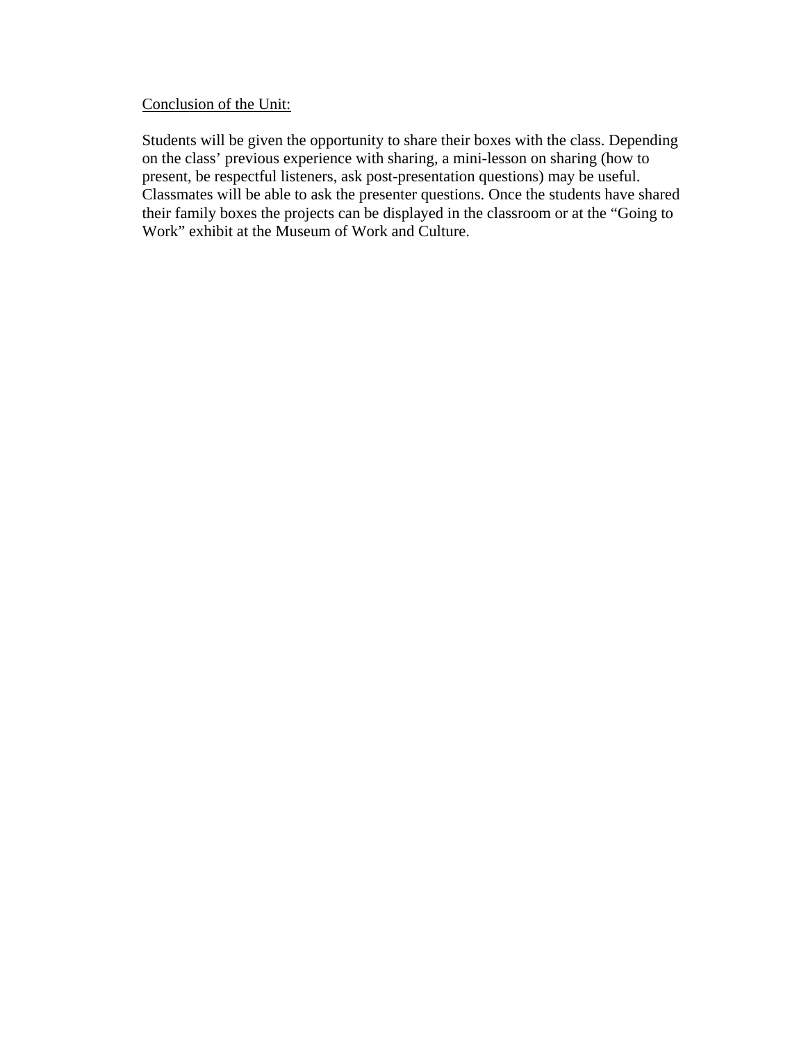<u>Conclusion of the Unit:</u>

Students will be given the opportunity to share their boxes with the class. Depending on the class' previous experience with sharing, a mini-lesson on sharing (how to present, be respectful listeners, ask post-presentation questions) may be useful. Classmates will be able to ask the presenter questions. Once the students have shared their family boxes the projects can be displayed in the classroom or at the "Going to Work" exhibit at the Museum of Work and Culture.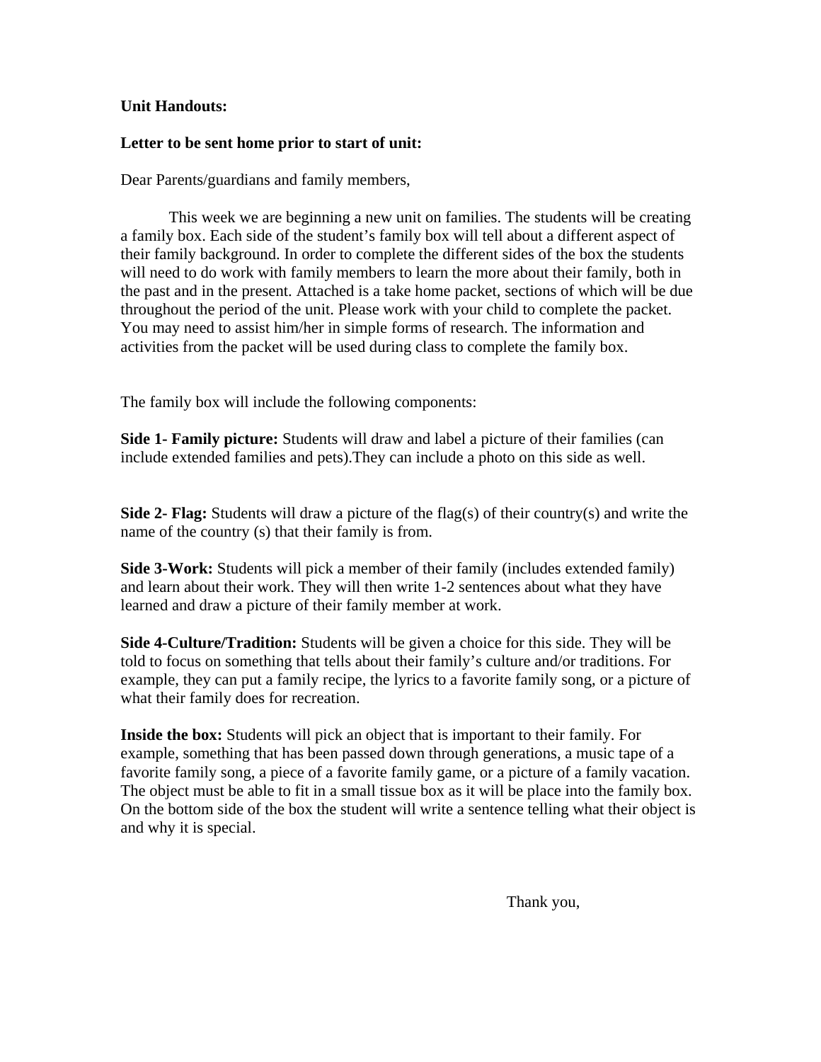**Unit Handouts:**

**Letter to be sent home prior to start of unit:**

Dear Parents/guardians and family members,

This week we are beginning a new unit on families. The students will be creating a family box. Each side of the student's family box will tell about a different aspect of their family background. In order to complete the different sides of the box the students will need to do work with family members to learn the more about their family, both in the past and in the present. Attached is a take home packet, sections of which will be due throughout the period of the unit. Please work with your child to complete the packet. You may need to assist him/her in simple forms of research. The information and activities from the packet will be used during class to complete the family box.

The family box will include the following components:

**Side 1- Family picture:** Students will draw and label a picture of their families (can include extended families and pets).They can include a photo on this side as well.

**Side 2- Flag:** Students will draw a picture of the flag(s) of their country(s) and write the name of the country (s) that their family is from.

**Side 3-Work:** Students will pick a member of their family (includes extended family) and learn about their work. They will then write 1-2 sentences about what they have learned and draw a picture of their family member at work.

**Side 4-Culture/Tradition:** Students will be given a choice for this side. They will be told to focus on something that tells about their family's culture and/or traditions. For example, they can put a family recipe, the lyrics to a favorite family song, or a picture of what their family does for recreation.

**Inside the box:** Students will pick an object that is important to their family. For example, something that has been passed down through generations, a music tape of a favorite family song, a piece of a favorite family game, or a picture of a family vacation. The object must be able to fit in a small tissue box as it will be place into the family box. On the bottom side of the box the student will write a sentence telling what their object is and why it is special.

Thank you,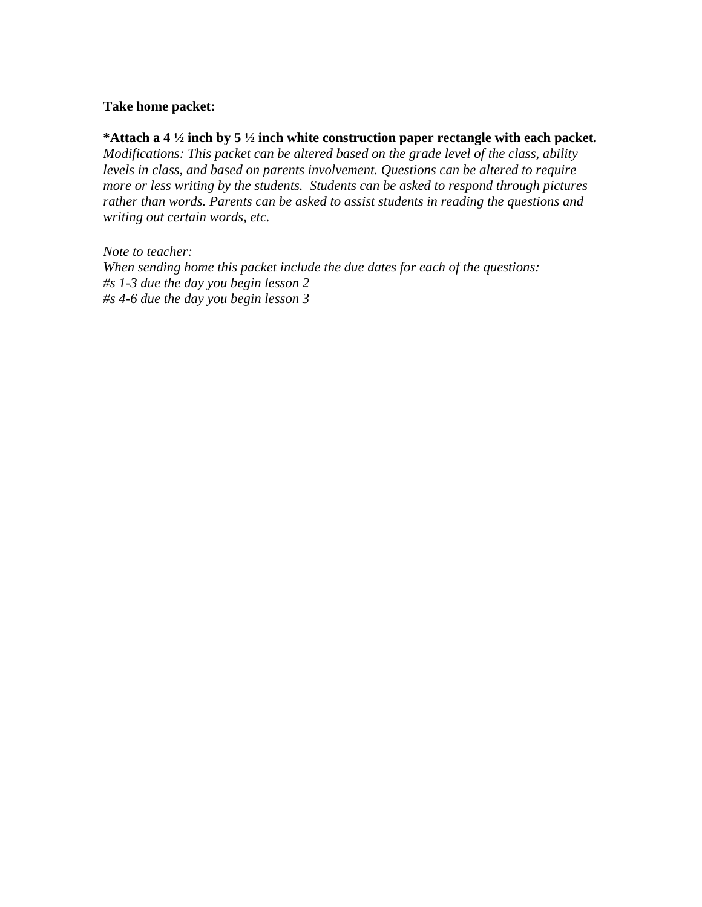**Take home packet:**

***Attach a 4 ½ inch by 5 ½ inch white construction paper rectangle with each packet.**
*Modifications: This packet can be altered based on the grade level of the class, ability levels in class, and based on parents involvement. Questions can be altered to require more or less writing by the students. Students can be asked to respond through pictures rather than words. Parents can be asked to assist students in reading the questions and writing out certain words, etc.*

*Note to teacher:*
*When sending home this packet include the due dates for each of the questions:*
*#s 1-3 due the day you begin lesson 2*
*#s 4-6 due the day you begin lesson 3*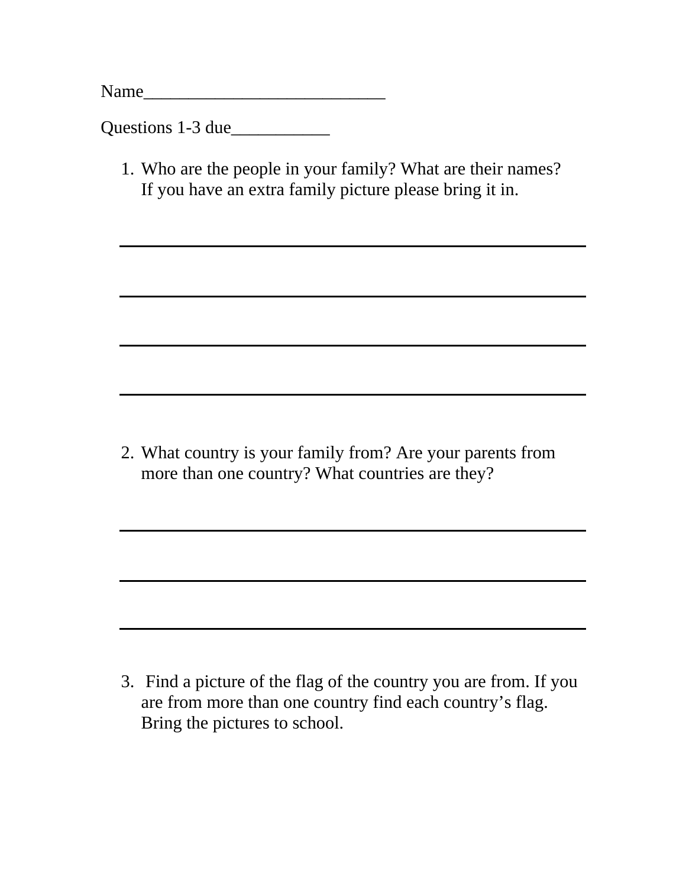Name___________________________

Questions 1-3 due___________

1. Who are the people in your family? What are their names? If you have an extra family picture please bring it in.

_____________________________________________

_____________________________________________

_____________________________________________

_____________________________________________

2. What country is your family from? Are your parents from more than one country? What countries are they?

_____________________________________________

_____________________________________________

_____________________________________________

3. Find a picture of the flag of the country you are from. If you are from more than one country find each country's flag. Bring the pictures to school.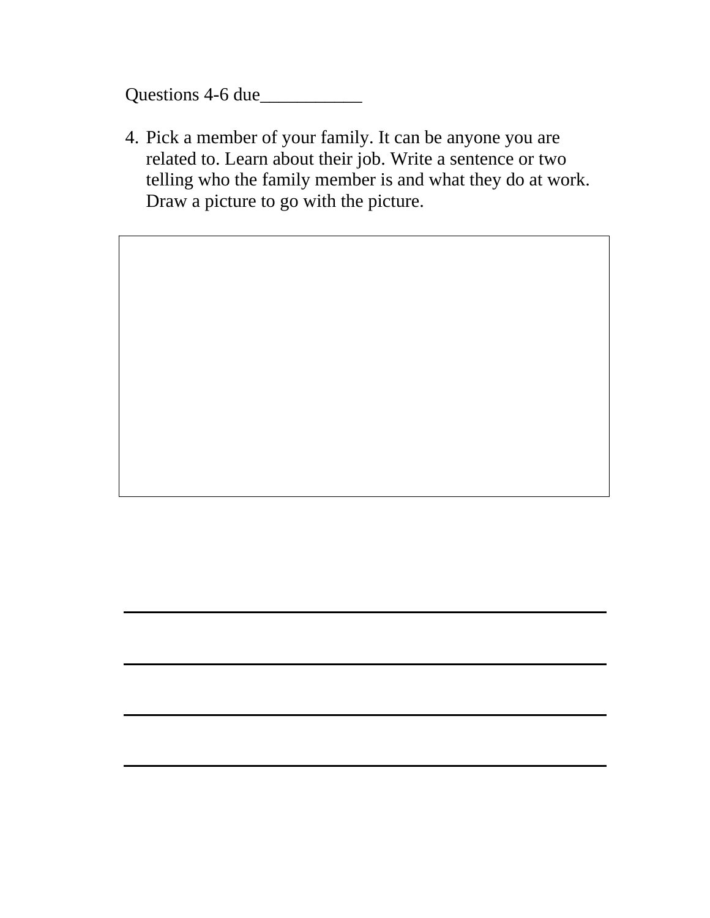Questions 4-6 due___________

4. Pick a member of your family. It can be anyone you are related to. Learn about their job. Write a sentence or two telling who the family member is and what they do at work. Draw a picture to go with the picture.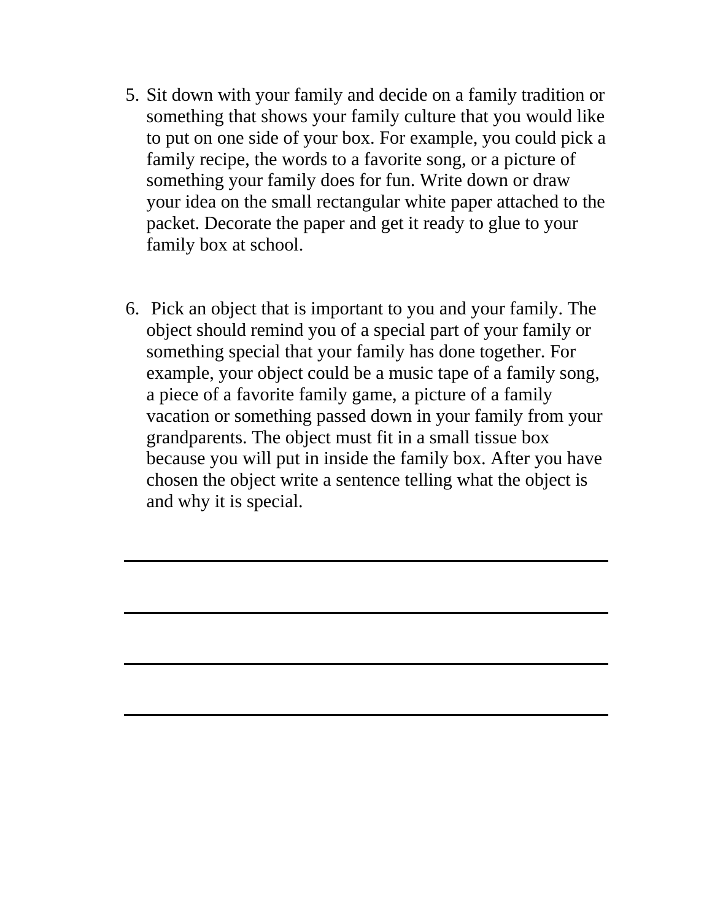5. Sit down with your family and decide on a family tradition or something that shows your family culture that you would like to put on one side of your box. For example, you could pick a family recipe, the words to a favorite song, or a picture of something your family does for fun. Write down or draw your idea on the small rectangular white paper attached to the packet. Decorate the paper and get it ready to glue to your family box at school.

6. Pick an object that is important to you and your family. The object should remind you of a special part of your family or something special that your family has done together. For example, your object could be a music tape of a family song, a piece of a favorite family game, a picture of a family vacation or something passed down in your family from your grandparents. The object must fit in a small tissue box because you will put in inside the family box. After you have chosen the object write a sentence telling what the object is and why it is special.

\_\_\_\_\_\_\_\_\_\_\_\_\_\_\_\_\_\_\_\_\_\_\_\_\_\_\_\_\_\_\_\_\_\_\_\_\_\_\_\_\_\_\_\_\_\_\_\_

\_\_\_\_\_\_\_\_\_\_\_\_\_\_\_\_\_\_\_\_\_\_\_\_\_\_\_\_\_\_\_\_\_\_\_\_\_\_\_\_\_\_\_\_\_\_\_\_

\_\_\_\_\_\_\_\_\_\_\_\_\_\_\_\_\_\_\_\_\_\_\_\_\_\_\_\_\_\_\_\_\_\_\_\_\_\_\_\_\_\_\_\_\_\_\_\_

\_\_\_\_\_\_\_\_\_\_\_\_\_\_\_\_\_\_\_\_\_\_\_\_\_\_\_\_\_\_\_\_\_\_\_\_\_\_\_\_\_\_\_\_\_\_\_\_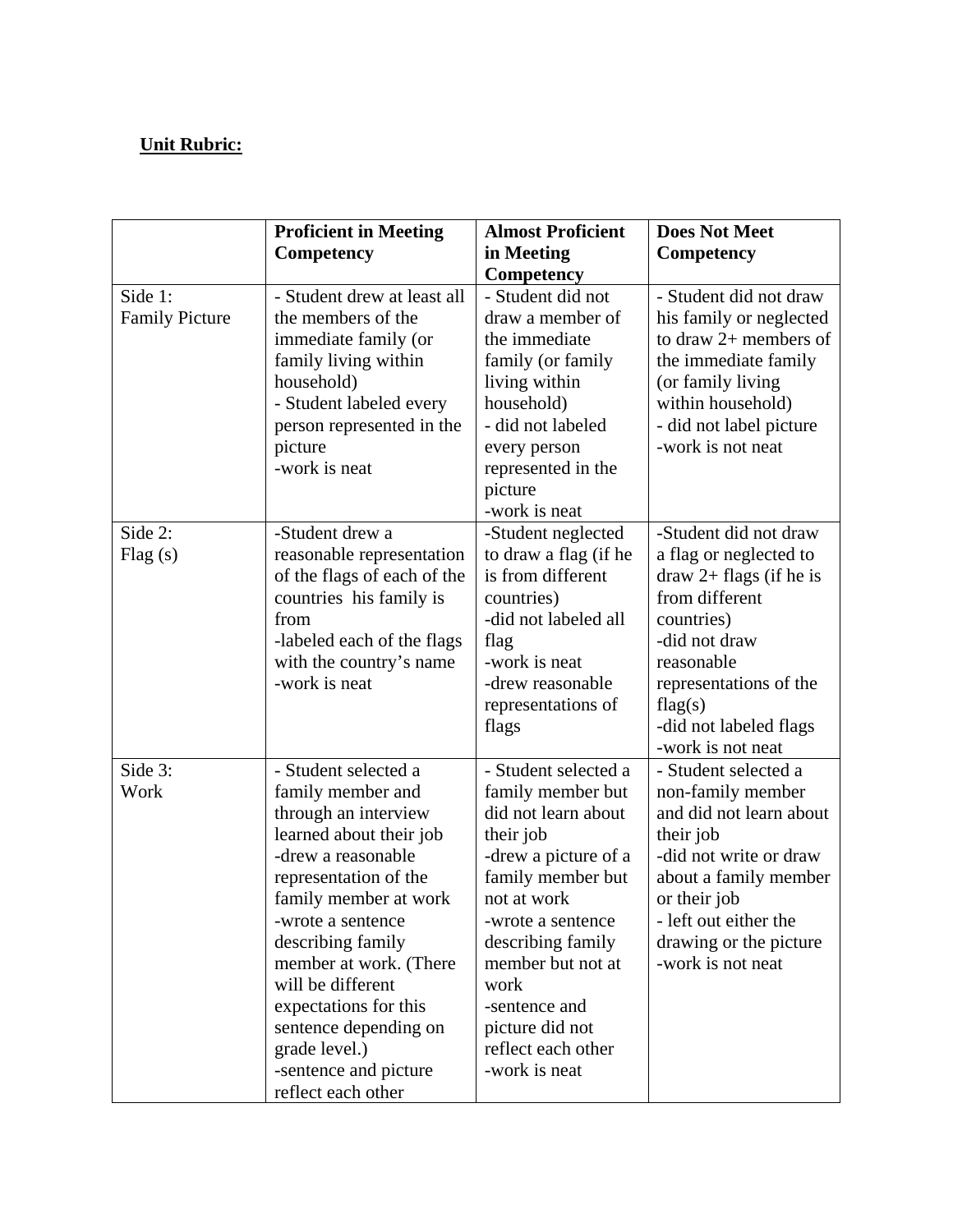**Unit Rubric:**

| | **Proficient in Meeting Competency** | **Almost Proficient in Meeting Competency** | **Does Not Meet Competency** |
|---|---|---|---|
| Side 1:<br>Family Picture | - Student drew at least all the members of the immediate family (or family living within household)<br>- Student labeled every person represented in the picture<br>-work is neat | - Student did not draw a member of the immediate family (or family living within household)<br>- did not labeled every person represented in the picture<br>-work is neat | - Student did not draw his family or neglected to draw 2+ members of the immediate family (or family living within household)<br>- did not label picture<br>-work is not neat |
| Side 2:<br>Flag (s) | -Student drew a reasonable representation of the flags of each of the countries his family is from<br>-labeled each of the flags with the country's name<br>-work is neat | -Student neglected to draw a flag (if he is from different countries)<br>-did not labeled all flag<br>-work is neat<br>-drew reasonable representations of flags | -Student did not draw a flag or neglected to draw 2+ flags (if he is from different countries)<br>-did not draw reasonable representations of the flag(s)<br>-did not labeled flags<br>-work is not neat |
| Side 3:<br>Work | - Student selected a family member and through an interview learned about their job<br>-drew a reasonable representation of the family member at work<br>-wrote a sentence describing family member at work. (There will be different expectations for this sentence depending on grade level.)<br>-sentence and picture reflect each other | - Student selected a family member but did not learn about their job<br>-drew a picture of a family member but not at work<br>-wrote a sentence describing family member but not at work<br>-sentence and picture did not reflect each other<br>-work is neat | - Student selected a non-family member and did not learn about their job<br>-did not write or draw about a family member or their job<br>- left out either the drawing or the picture<br>-work is not neat |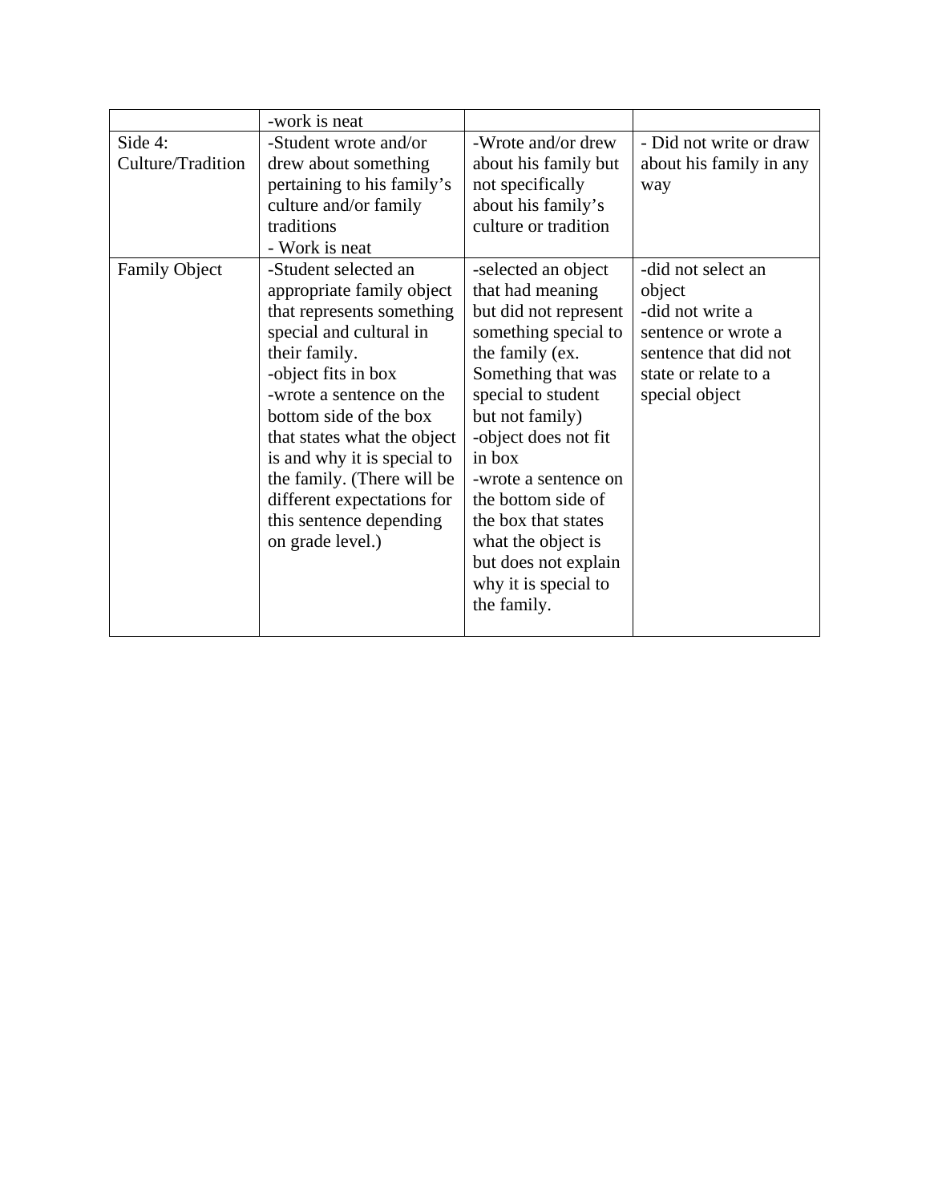| | | | |
|---|---|---|---|
| | -work is neat | | |
| Side 4: Culture/Tradition | -Student wrote and/or drew about something pertaining to his family's culture and/or family traditions<br>- Work is neat | -Wrote and/or drew about his family but not specifically about his family's culture or tradition | - Did not write or draw about his family in any way |
| Family Object | -Student selected an appropriate family object that represents something special and cultural in their family.<br>-object fits in box<br>-wrote a sentence on the bottom side of the box that states what the object is and why it is special to the family. (There will be different expectations for this sentence depending on grade level.) | -selected an object that had meaning but did not represent something special to the family (ex. Something that was special to student but not family)<br>-object does not fit in box<br>-wrote a sentence on the bottom side of the box that states what the object is but does not explain why it is special to the family. | -did not select an object<br>-did not write a sentence or wrote a sentence that did not state or relate to a special object |